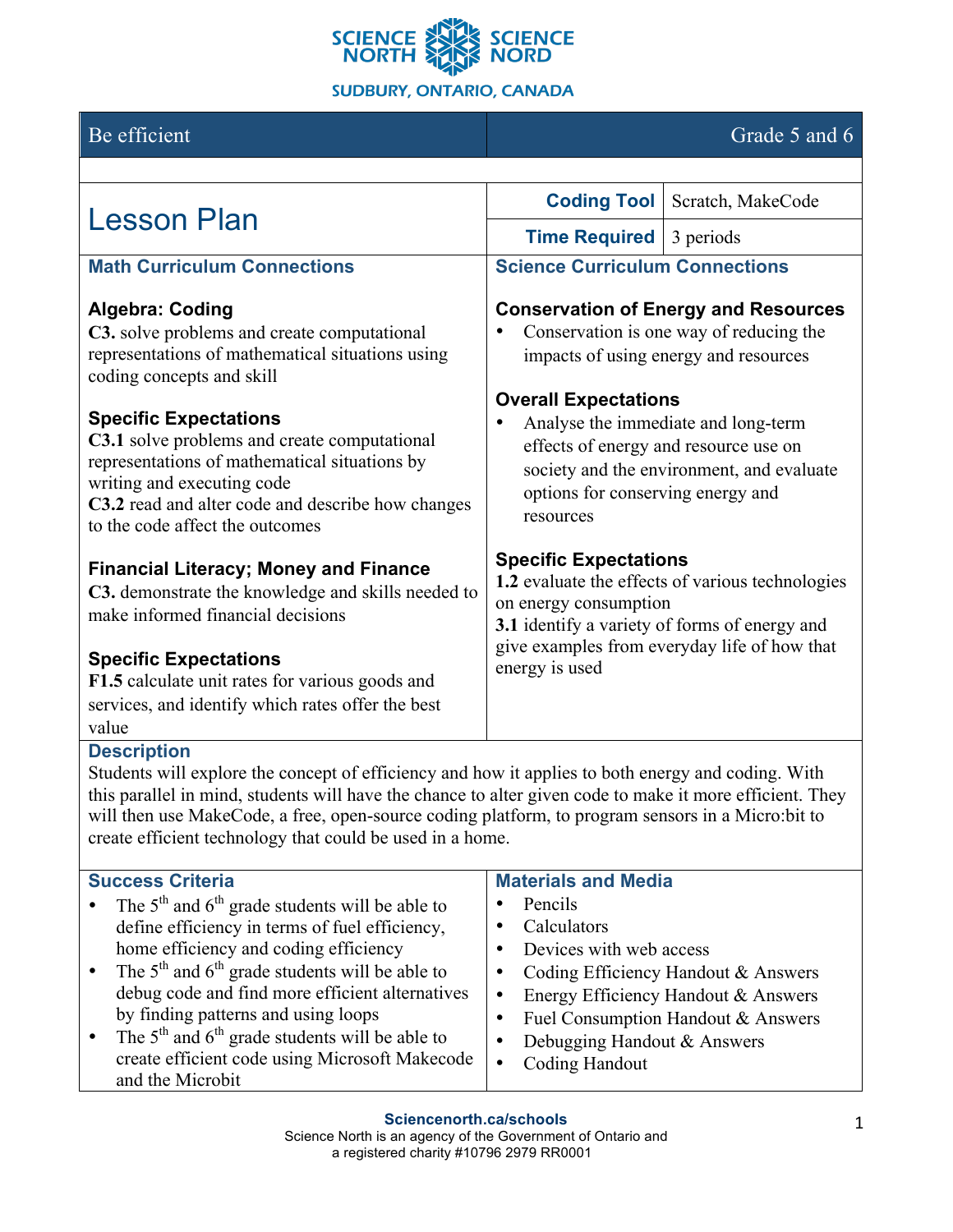SCIENCE NORTH SCIENCE NORD

SUDBURY, ONTARIO, CANADA

| Be efficient | Grade 5 and 6 |
|---|---|

# Lesson Plan

| | |
|---|---|
| **Coding Tool** | Scratch, MakeCode |
| **Time Required** | 3 periods |

## Math Curriculum Connections

### Algebra: Coding

**C3.** solve problems and create computational representations of mathematical situations using coding concepts and skill

### Specific Expectations

**C3.1** solve problems and create computational representations of mathematical situations by writing and executing code
**C3.2** read and alter code and describe how changes to the code affect the outcomes

### Financial Literacy; Money and Finance

**C3.** demonstrate the knowledge and skills needed to make informed financial decisions

### Specific Expectations

**F1.5** calculate unit rates for various goods and services, and identify which rates offer the best value

## Science Curriculum Connections

### Conservation of Energy and Resources

- Conservation is one way of reducing the impacts of using energy and resources

### Overall Expectations

- Analyse the immediate and long-term effects of energy and resource use on society and the environment, and evaluate options for conserving energy and resources

### Specific Expectations

**1.2** evaluate the effects of various technologies on energy consumption
**3.1** identify a variety of forms of energy and give examples from everyday life of how that energy is used

## Description

Students will explore the concept of efficiency and how it applies to both energy and coding. With this parallel in mind, students will have the chance to alter given code to make it more efficient. They will then use MakeCode, a free, open-source coding platform, to program sensors in a Micro:bit to create efficient technology that could be used in a home.

## Success Criteria

- The 5th and 6th grade students will be able to define efficiency in terms of fuel efficiency, home efficiency and coding efficiency
- The 5th and 6th grade students will be able to debug code and find more efficient alternatives by finding patterns and using loops
- The 5th and 6th grade students will be able to create efficient code using Microsoft Makecode and the Microbit

## Materials and Media

- Pencils
- Calculators
- Devices with web access
- Coding Efficiency Handout & Answers
- Energy Efficiency Handout & Answers
- Fuel Consumption Handout & Answers
- Debugging Handout & Answers
- Coding Handout

**Sciencenorth.ca/schools**
Science North is an agency of the Government of Ontario and a registered charity #10796 2979 RR0001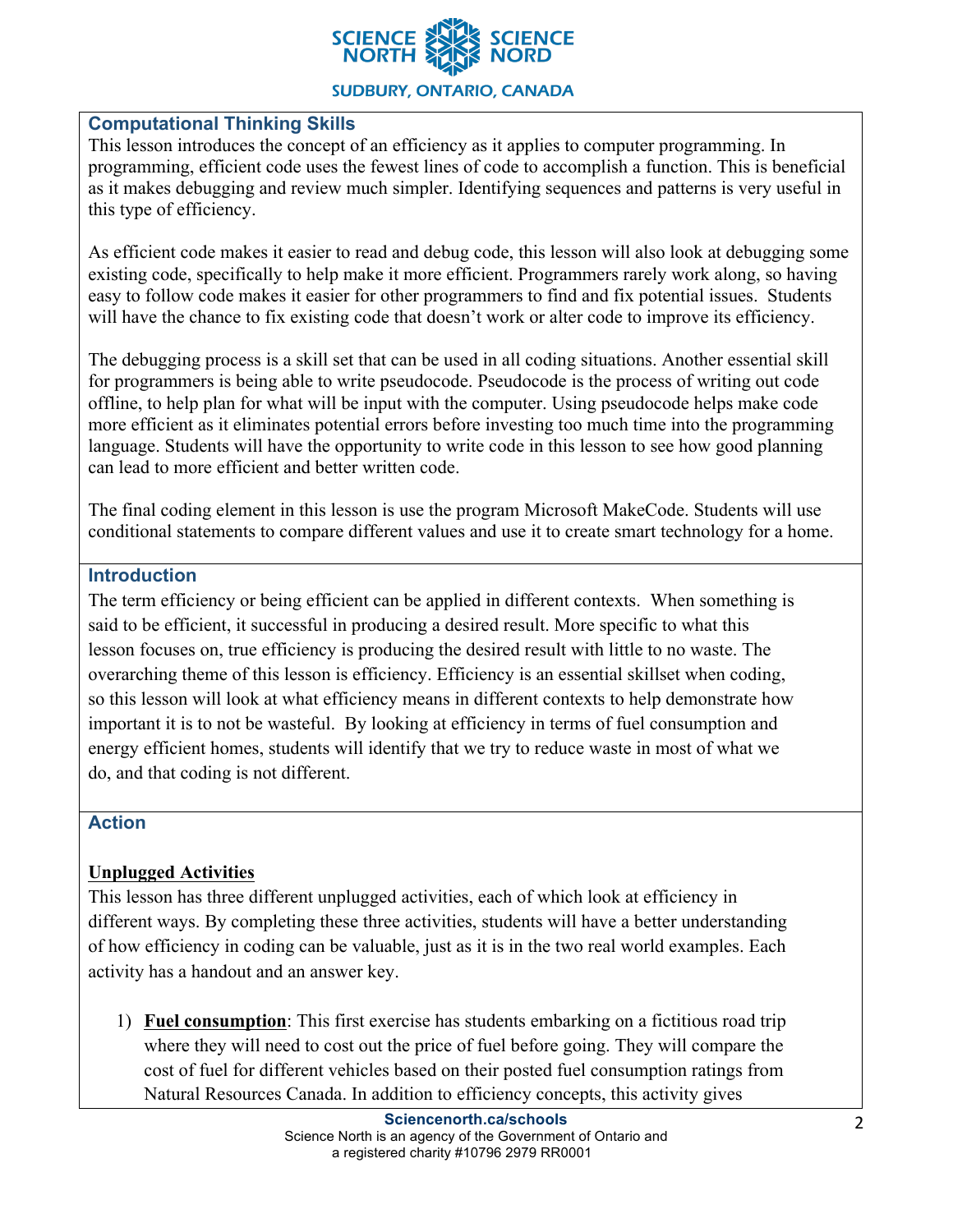## Computational Thinking Skills

This lesson introduces the concept of an efficiency as it applies to computer programming. In programming, efficient code uses the fewest lines of code to accomplish a function. This is beneficial as it makes debugging and review much simpler. Identifying sequences and patterns is very useful in this type of efficiency.

As efficient code makes it easier to read and debug code, this lesson will also look at debugging some existing code, specifically to help make it more efficient. Programmers rarely work along, so having easy to follow code makes it easier for other programmers to find and fix potential issues. Students will have the chance to fix existing code that doesn't work or alter code to improve its efficiency.

The debugging process is a skill set that can be used in all coding situations. Another essential skill for programmers is being able to write pseudocode. Pseudocode is the process of writing out code offline, to help plan for what will be input with the computer. Using pseudocode helps make code more efficient as it eliminates potential errors before investing too much time into the programming language. Students will have the opportunity to write code in this lesson to see how good planning can lead to more efficient and better written code.

The final coding element in this lesson is use the program Microsoft MakeCode. Students will use conditional statements to compare different values and use it to create smart technology for a home.

## Introduction

The term efficiency or being efficient can be applied in different contexts. When something is said to be efficient, it successful in producing a desired result. More specific to what this lesson focuses on, true efficiency is producing the desired result with little to no waste. The overarching theme of this lesson is efficiency. Efficiency is an essential skillset when coding, so this lesson will look at what efficiency means in different contexts to help demonstrate how important it is to not be wasteful. By looking at efficiency in terms of fuel consumption and energy efficient homes, students will identify that we try to reduce waste in most of what we do, and that coding is not different.

## Action

**Unplugged Activities**

This lesson has three different unplugged activities, each of which look at efficiency in different ways. By completing these three activities, students will have a better understanding of how efficiency in coding can be valuable, just as it is in the two real world examples. Each activity has a handout and an answer key.

1) **Fuel consumption**: This first exercise has students embarking on a fictitious road trip where they will need to cost out the price of fuel before going. They will compare the cost of fuel for different vehicles based on their posted fuel consumption ratings from Natural Resources Canada. In addition to efficiency concepts, this activity gives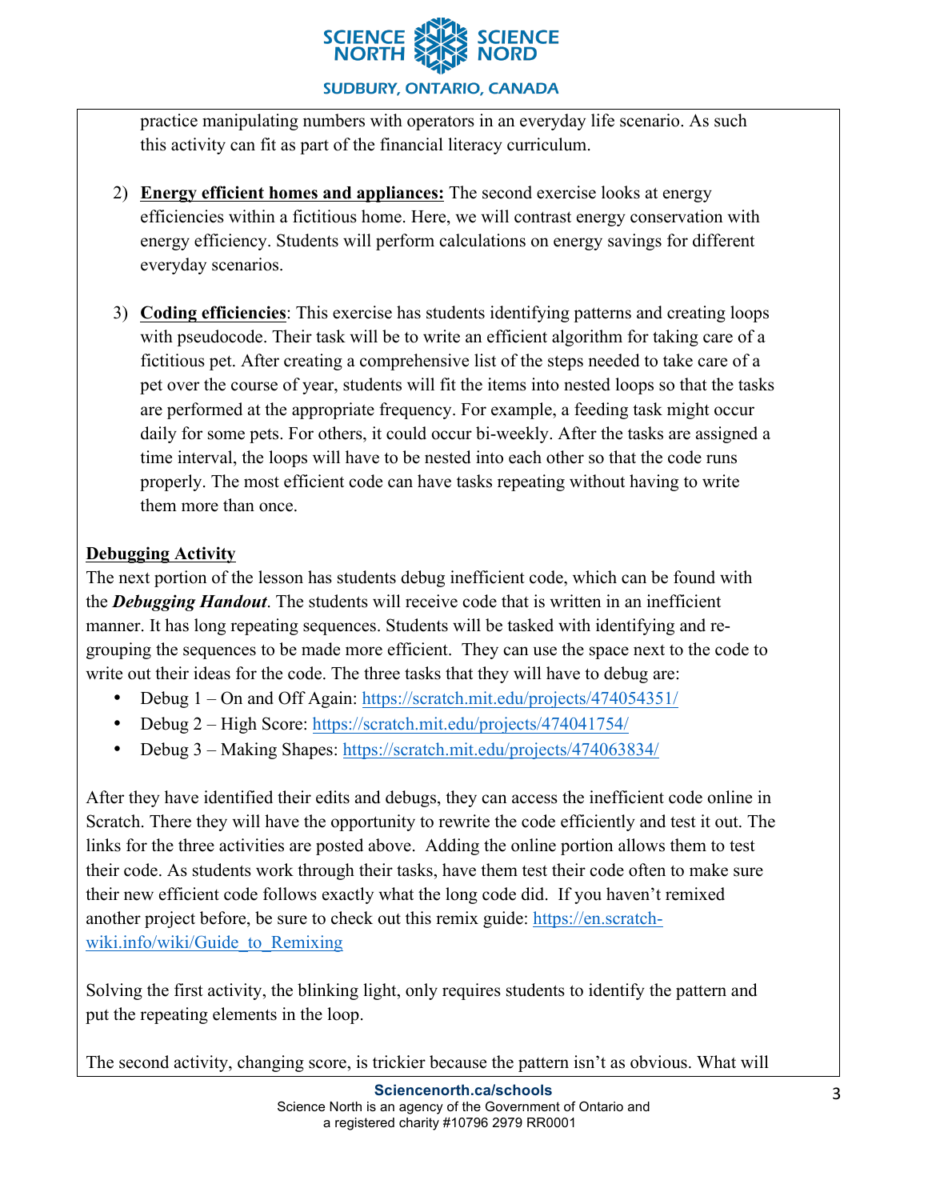practice manipulating numbers with operators in an everyday life scenario. As such this activity can fit as part of the financial literacy curriculum.

2) **Energy efficient homes and appliances:** The second exercise looks at energy efficiencies within a fictitious home. Here, we will contrast energy conservation with energy efficiency. Students will perform calculations on energy savings for different everyday scenarios.

3) **Coding efficiencies**: This exercise has students identifying patterns and creating loops with pseudocode. Their task will be to write an efficient algorithm for taking care of a fictitious pet. After creating a comprehensive list of the steps needed to take care of a pet over the course of year, students will fit the items into nested loops so that the tasks are performed at the appropriate frequency. For example, a feeding task might occur daily for some pets. For others, it could occur bi-weekly. After the tasks are assigned a time interval, the loops will have to be nested into each other so that the code runs properly. The most efficient code can have tasks repeating without having to write them more than once.

**Debugging Activity**

The next portion of the lesson has students debug inefficient code, which can be found with the ***Debugging Handout***. The students will receive code that is written in an inefficient manner. It has long repeating sequences. Students will be tasked with identifying and re-grouping the sequences to be made more efficient. They can use the space next to the code to write out their ideas for the code. The three tasks that they will have to debug are:

- Debug 1 – On and Off Again: https://scratch.mit.edu/projects/474054351/
- Debug 2 – High Score: https://scratch.mit.edu/projects/474041754/
- Debug 3 – Making Shapes: https://scratch.mit.edu/projects/474063834/

After they have identified their edits and debugs, they can access the inefficient code online in Scratch. There they will have the opportunity to rewrite the code efficiently and test it out. The links for the three activities are posted above. Adding the online portion allows them to test their code. As students work through their tasks, have them test their code often to make sure their new efficient code follows exactly what the long code did. If you haven't remixed another project before, be sure to check out this remix guide: https://en.scratch-wiki.info/wiki/Guide_to_Remixing

Solving the first activity, the blinking light, only requires students to identify the pattern and put the repeating elements in the loop.

The second activity, changing score, is trickier because the pattern isn't as obvious. What will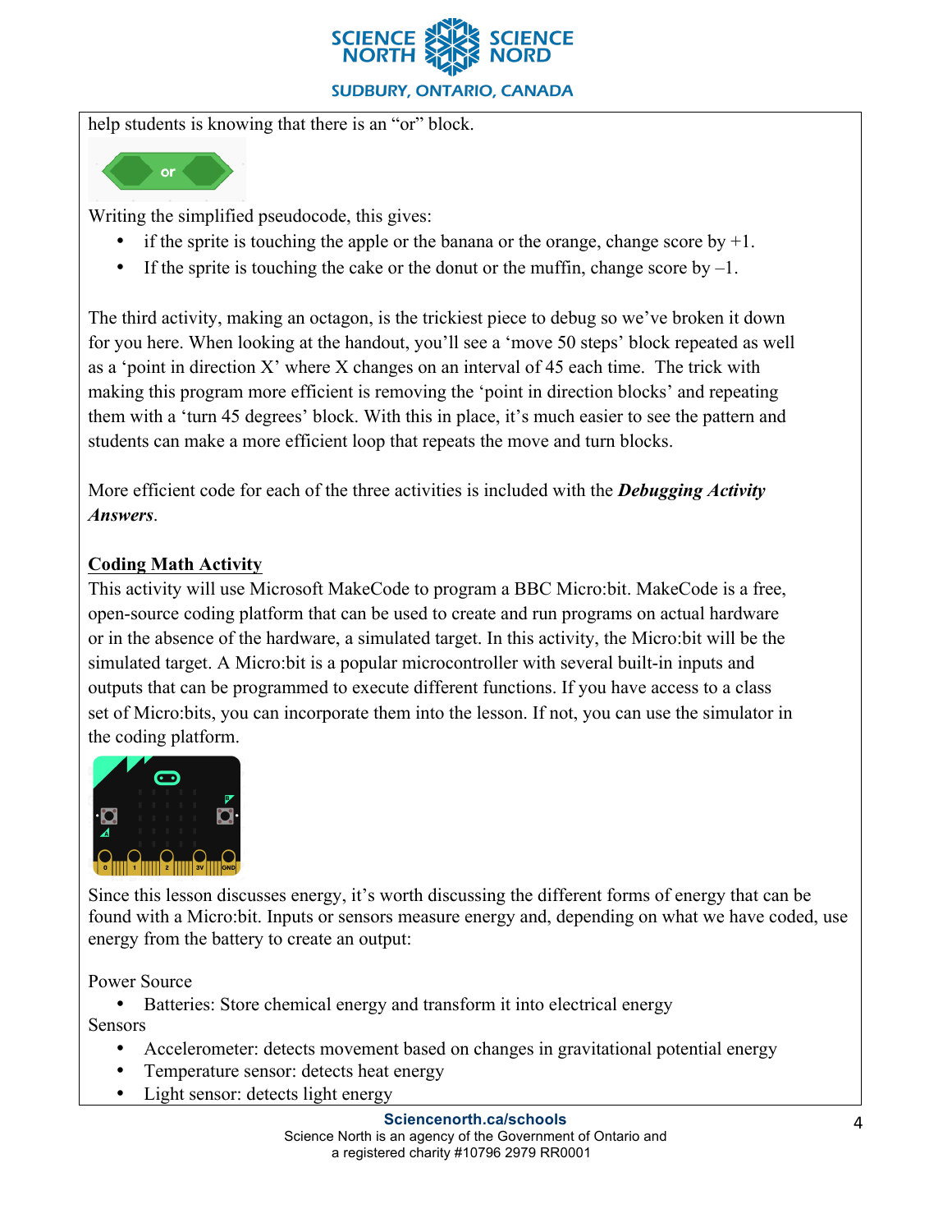help students is knowing that there is an “or” block.

Writing the simplified pseudocode, this gives:

- if the sprite is touching the apple or the banana or the orange, change score by +1.
- If the sprite is touching the cake or the donut or the muffin, change score by –1.

The third activity, making an octagon, is the trickiest piece to debug so we’ve broken it down for you here. When looking at the handout, you’ll see a ‘move 50 steps’ block repeated as well as a ‘point in direction X’ where X changes on an interval of 45 each time. The trick with making this program more efficient is removing the ‘point in direction blocks’ and repeating them with a ‘turn 45 degrees’ block. With this in place, it’s much easier to see the pattern and students can make a more efficient loop that repeats the move and turn blocks.

More efficient code for each of the three activities is included with the ***Debugging Activity Answers***.

## Coding Math Activity

This activity will use Microsoft MakeCode to program a BBC Micro:bit. MakeCode is a free, open-source coding platform that can be used to create and run programs on actual hardware or in the absence of the hardware, a simulated target. In this activity, the Micro:bit will be the simulated target. A Micro:bit is a popular microcontroller with several built-in inputs and outputs that can be programmed to execute different functions. If you have access to a class set of Micro:bits, you can incorporate them into the lesson. If not, you can use the simulator in the coding platform.

Since this lesson discusses energy, it’s worth discussing the different forms of energy that can be found with a Micro:bit. Inputs or sensors measure energy and, depending on what we have coded, use energy from the battery to create an output:

Power Source

- Batteries: Store chemical energy and transform it into electrical energy

Sensors

- Accelerometer: detects movement based on changes in gravitational potential energy
- Temperature sensor: detects heat energy
- Light sensor: detects light energy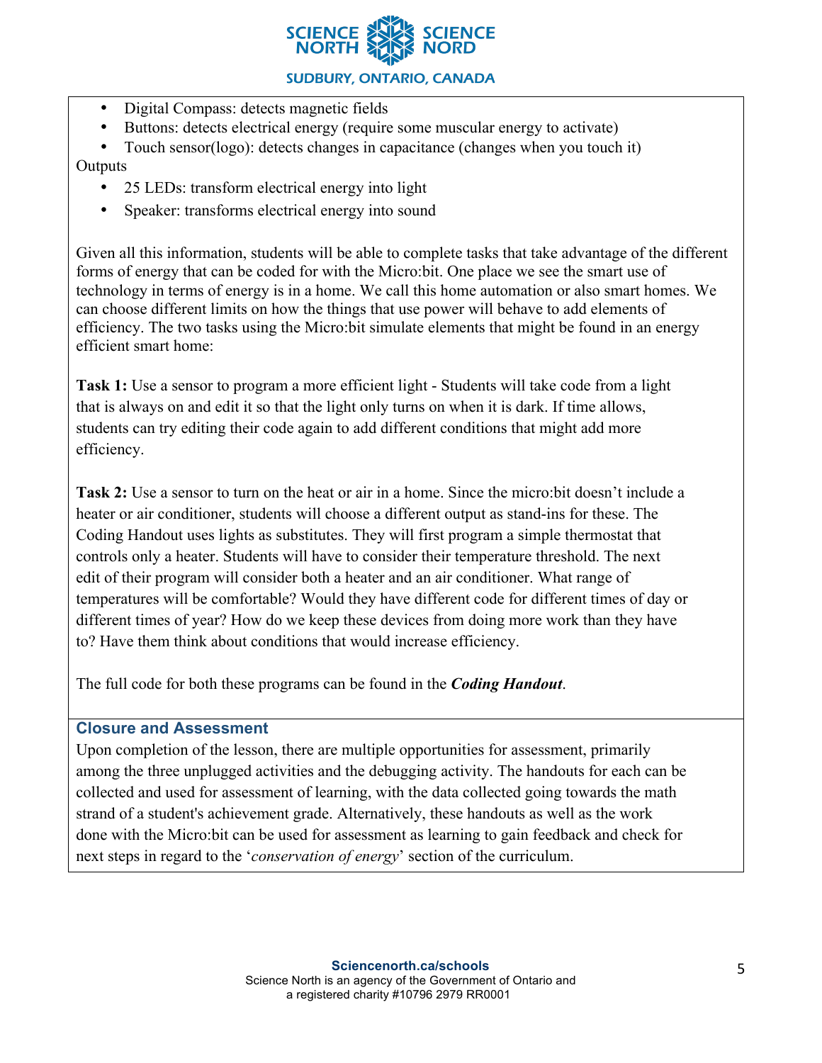- Digital Compass: detects magnetic fields
- Buttons: detects electrical energy (require some muscular energy to activate)
- Touch sensor(logo): detects changes in capacitance (changes when you touch it)

Outputs

- 25 LEDs: transform electrical energy into light
- Speaker: transforms electrical energy into sound

Given all this information, students will be able to complete tasks that take advantage of the different forms of energy that can be coded for with the Micro:bit. One place we see the smart use of technology in terms of energy is in a home. We call this home automation or also smart homes. We can choose different limits on how the things that use power will behave to add elements of efficiency. The two tasks using the Micro:bit simulate elements that might be found in an energy efficient smart home:

**Task 1:** Use a sensor to program a more efficient light - Students will take code from a light that is always on and edit it so that the light only turns on when it is dark. If time allows, students can try editing their code again to add different conditions that might add more efficiency.

**Task 2:** Use a sensor to turn on the heat or air in a home. Since the micro:bit doesn't include a heater or air conditioner, students will choose a different output as stand-ins for these. The Coding Handout uses lights as substitutes. They will first program a simple thermostat that controls only a heater. Students will have to consider their temperature threshold. The next edit of their program will consider both a heater and an air conditioner. What range of temperatures will be comfortable? Would they have different code for different times of day or different times of year? How do we keep these devices from doing more work than they have to? Have them think about conditions that would increase efficiency.

The full code for both these programs can be found in the ***Coding Handout***.

## Closure and Assessment

Upon completion of the lesson, there are multiple opportunities for assessment, primarily among the three unplugged activities and the debugging activity. The handouts for each can be collected and used for assessment of learning, with the data collected going towards the math strand of a student's achievement grade. Alternatively, these handouts as well as the work done with the Micro:bit can be used for assessment as learning to gain feedback and check for next steps in regard to the '*conservation of energy*' section of the curriculum.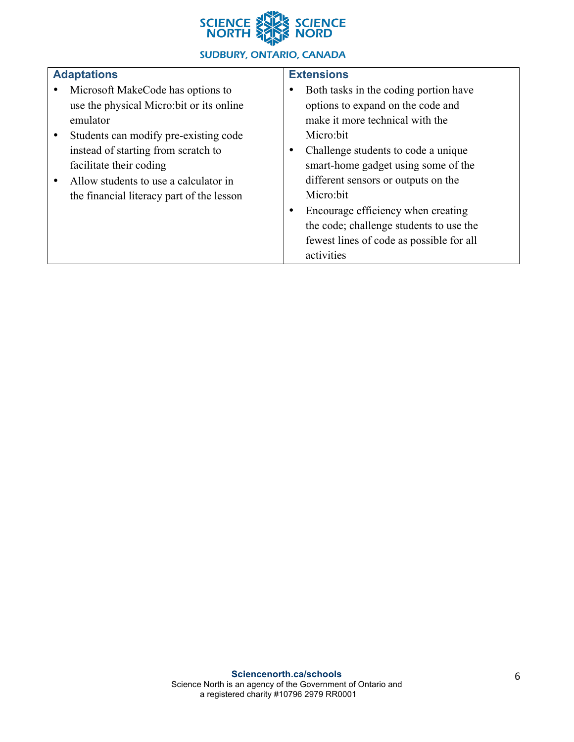| Adaptations | Extensions |
|---|---|
| • Microsoft MakeCode has options to use the physical Micro:bit or its online emulator<br>• Students can modify pre-existing code instead of starting from scratch to facilitate their coding<br>• Allow students to use a calculator in the financial literacy part of the lesson | • Both tasks in the coding portion have options to expand on the code and make it more technical with the Micro:bit<br>• Challenge students to code a unique smart-home gadget using some of the different sensors or outputs on the Micro:bit<br>• Encourage efficiency when creating the code; challenge students to use the fewest lines of code as possible for all activities |